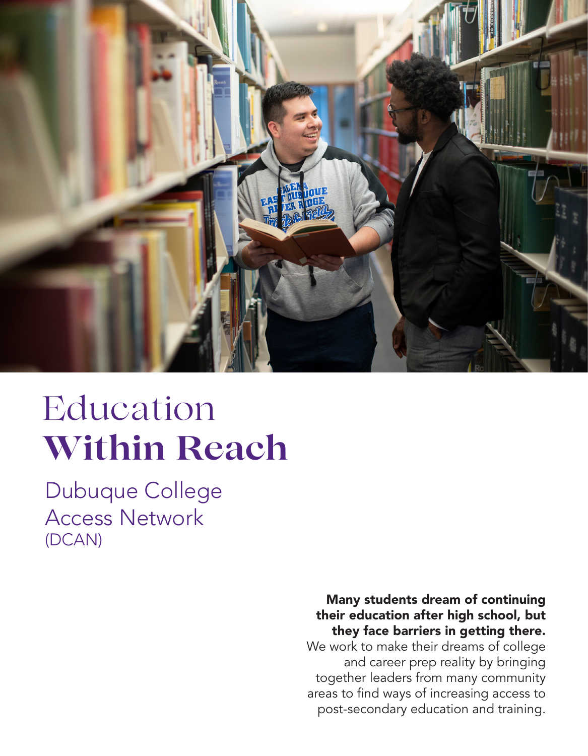# Education **Within Reach**

## Dubuque College Access Network (DCAN)

**Many students dream of continuing their education after high school, but they face barriers in getting there.** We work to make their dreams of college and career prep reality by bringing together leaders from many community areas to find ways of increasing access to post-secondary education and training.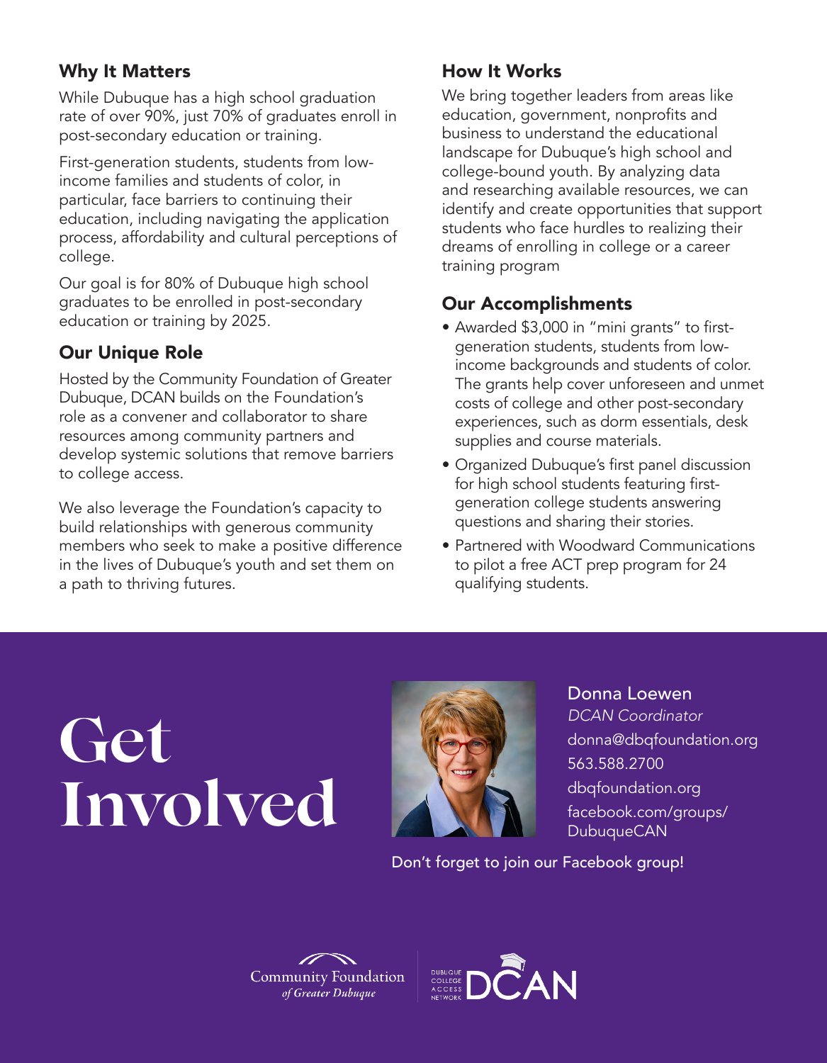## Why It Matters

While Dubuque has a high school graduation rate of over 90%, just 70% of graduates enroll in post-secondary education or training.

First-generation students, students from low-income families and students of color, in particular, face barriers to continuing their education, including navigating the application process, affordability and cultural perceptions of college.

Our goal is for 80% of Dubuque high school graduates to be enrolled in post-secondary education or training by 2025.

## Our Unique Role

Hosted by the Community Foundation of Greater Dubuque, DCAN builds on the Foundation's role as a convener and collaborator to share resources among community partners and develop systemic solutions that remove barriers to college access.

We also leverage the Foundation's capacity to build relationships with generous community members who seek to make a positive difference in the lives of Dubuque's youth and set them on a path to thriving futures.

## How It Works

We bring together leaders from areas like education, government, nonprofits and business to understand the educational landscape for Dubuque's high school and college-bound youth. By analyzing data and researching available resources, we can identify and create opportunities that support students who face hurdles to realizing their dreams of enrolling in college or a career training program

## Our Accomplishments

- Awarded $3,000 in "mini grants" to first-generation students, students from low-income backgrounds and students of color. The grants help cover unforeseen and unmet costs of college and other post-secondary experiences, such as dorm essentials, desk supplies and course materials.
- Organized Dubuque's first panel discussion for high school students featuring first-generation college students answering questions and sharing their stories.
- Partnered with Woodward Communications to pilot a free ACT prep program for 24 qualifying students.

# Get Involved

Donna Loewen
*DCAN Coordinator*
donna@dbqfoundation.org
563.588.2700
dbqfoundation.org
facebook.com/groups/DubuqueCAN

Don't forget to join our Facebook group!

Community Foundation *of Greater Dubuque*

Dubuque College Access Network DCAN